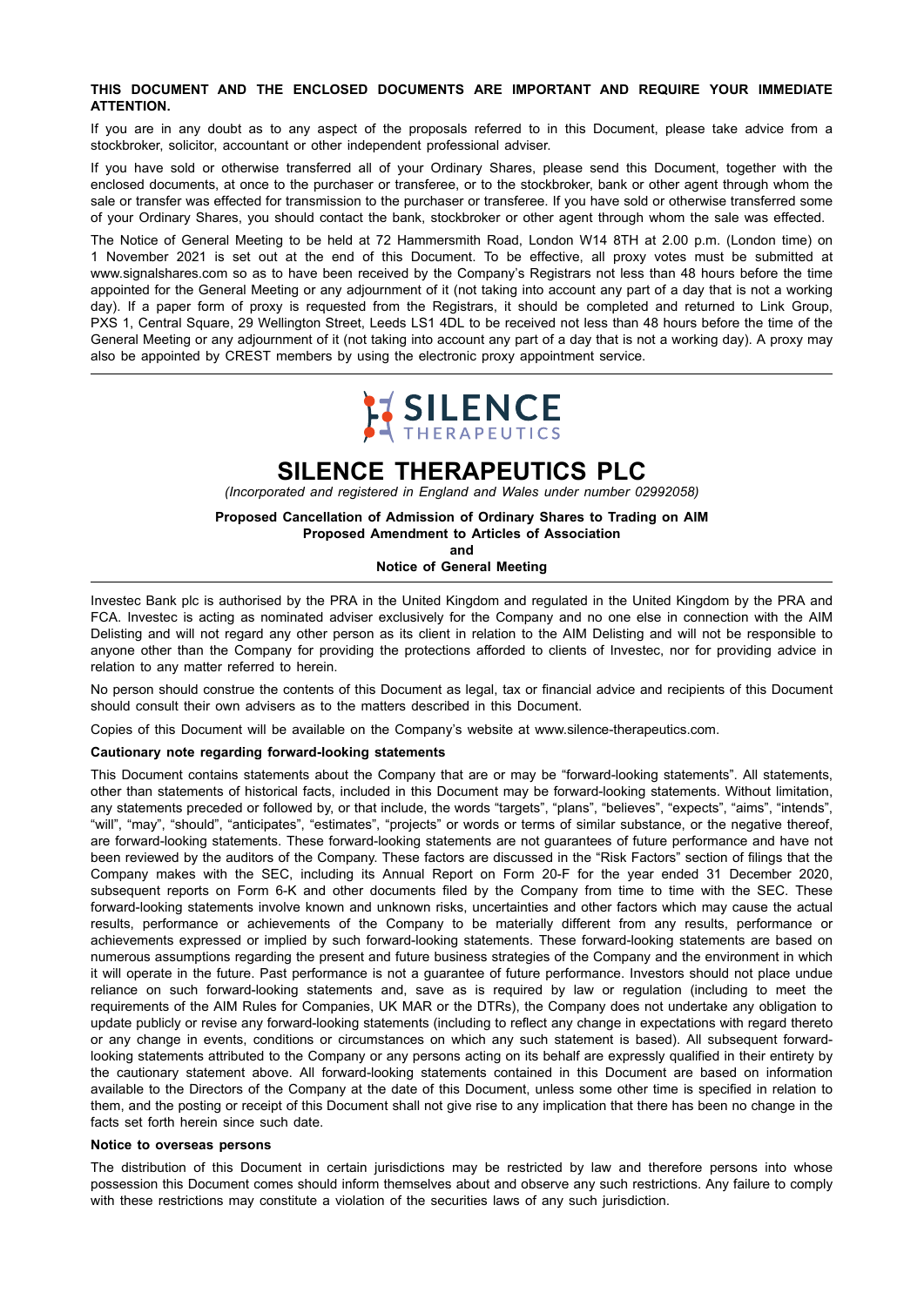**THIS DOCUMENT AND THE ENCLOSED DOCUMENTS ARE IMPORTANT AND REQUIRE YOUR IMMEDIATE ATTENTION.**

If you are in any doubt as to any aspect of the proposals referred to in this Document, please take advice from a stockbroker, solicitor, accountant or other independent professional adviser.

If you have sold or otherwise transferred all of your Ordinary Shares, please send this Document, together with the enclosed documents, at once to the purchaser or transferee, or to the stockbroker, bank or other agent through whom the sale or transfer was effected for transmission to the purchaser or transferee. If you have sold or otherwise transferred some of your Ordinary Shares, you should contact the bank, stockbroker or other agent through whom the sale was effected.

The Notice of General Meeting to be held at 72 Hammersmith Road, London W14 8TH at 2.00 p.m. (London time) on 1 November 2021 is set out at the end of this Document. To be effective, all proxy votes must be submitted at www.signalshares.com so as to have been received by the Company's Registrars not less than 48 hours before the time appointed for the General Meeting or any adjournment of it (not taking into account any part of a day that is not a working day). If a paper form of proxy is requested from the Registrars, it should be completed and returned to Link Group, PXS 1, Central Square, 29 Wellington Street, Leeds LS1 4DL to be received not less than 48 hours before the time of the General Meeting or any adjournment of it (not taking into account any part of a day that is not a working day). A proxy may also be appointed by CREST members by using the electronic proxy appointment service.

SILENCE THERAPEUTICS

# SILENCE THERAPEUTICS PLC

*(Incorporated and registered in England and Wales under number 02992058)*

**Proposed Cancellation of Admission of Ordinary Shares to Trading on AIM**
**Proposed Amendment to Articles of Association**
**and**
**Notice of General Meeting**

Investec Bank plc is authorised by the PRA in the United Kingdom and regulated in the United Kingdom by the PRA and FCA. Investec is acting as nominated adviser exclusively for the Company and no one else in connection with the AIM Delisting and will not regard any other person as its client in relation to the AIM Delisting and will not be responsible to anyone other than the Company for providing the protections afforded to clients of Investec, nor for providing advice in relation to any matter referred to herein.

No person should construe the contents of this Document as legal, tax or financial advice and recipients of this Document should consult their own advisers as to the matters described in this Document.

Copies of this Document will be available on the Company's website at www.silence-therapeutics.com.

**Cautionary note regarding forward-looking statements**

This Document contains statements about the Company that are or may be "forward-looking statements". All statements, other than statements of historical facts, included in this Document may be forward-looking statements. Without limitation, any statements preceded or followed by, or that include, the words "targets", "plans", "believes", "expects", "aims", "intends", "will", "may", "should", "anticipates", "estimates", "projects" or words or terms of similar substance, or the negative thereof, are forward-looking statements. These forward-looking statements are not guarantees of future performance and have not been reviewed by the auditors of the Company. These factors are discussed in the "Risk Factors" section of filings that the Company makes with the SEC, including its Annual Report on Form 20-F for the year ended 31 December 2020, subsequent reports on Form 6-K and other documents filed by the Company from time to time with the SEC. These forward-looking statements involve known and unknown risks, uncertainties and other factors which may cause the actual results, performance or achievements of the Company to be materially different from any results, performance or achievements expressed or implied by such forward-looking statements. These forward-looking statements are based on numerous assumptions regarding the present and future business strategies of the Company and the environment in which it will operate in the future. Past performance is not a guarantee of future performance. Investors should not place undue reliance on such forward-looking statements and, save as is required by law or regulation (including to meet the requirements of the AIM Rules for Companies, UK MAR or the DTRs), the Company does not undertake any obligation to update publicly or revise any forward-looking statements (including to reflect any change in expectations with regard thereto or any change in events, conditions or circumstances on which any such statement is based). All subsequent forward-looking statements attributed to the Company or any persons acting on its behalf are expressly qualified in their entirety by the cautionary statement above. All forward-looking statements contained in this Document are based on information available to the Directors of the Company at the date of this Document, unless some other time is specified in relation to them, and the posting or receipt of this Document shall not give rise to any implication that there has been no change in the facts set forth herein since such date.

**Notice to overseas persons**

The distribution of this Document in certain jurisdictions may be restricted by law and therefore persons into whose possession this Document comes should inform themselves about and observe any such restrictions. Any failure to comply with these restrictions may constitute a violation of the securities laws of any such jurisdiction.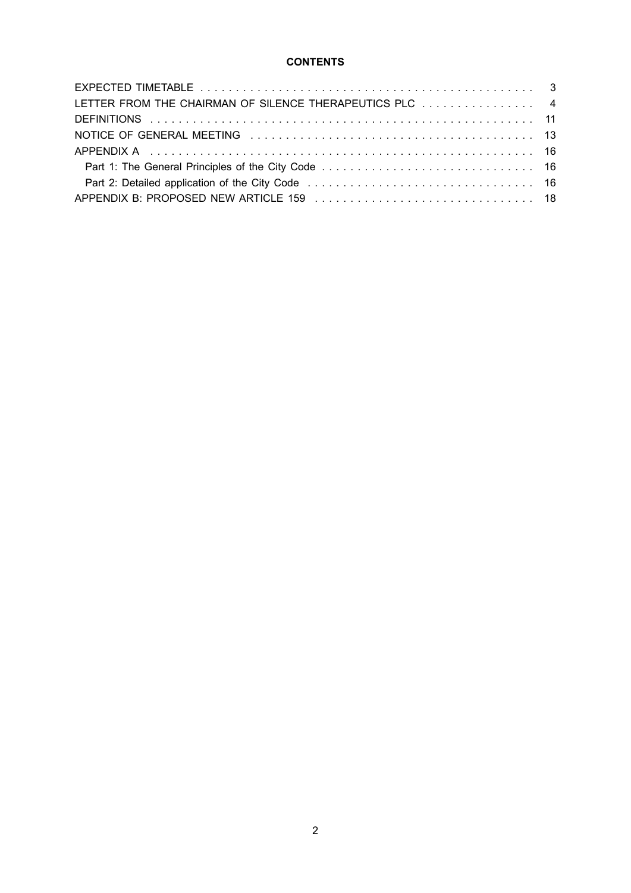**CONTENTS**

| | |
|---|---|
| EXPECTED TIMETABLE | 3 |
| LETTER FROM THE CHAIRMAN OF SILENCE THERAPEUTICS PLC | 4 |
| DEFINITIONS | 11 |
| NOTICE OF GENERAL MEETING | 13 |
| APPENDIX A | 16 |
| Part 1: The General Principles of the City Code | 16 |
| Part 2: Detailed application of the City Code | 16 |
| APPENDIX B: PROPOSED NEW ARTICLE 159 | 18 |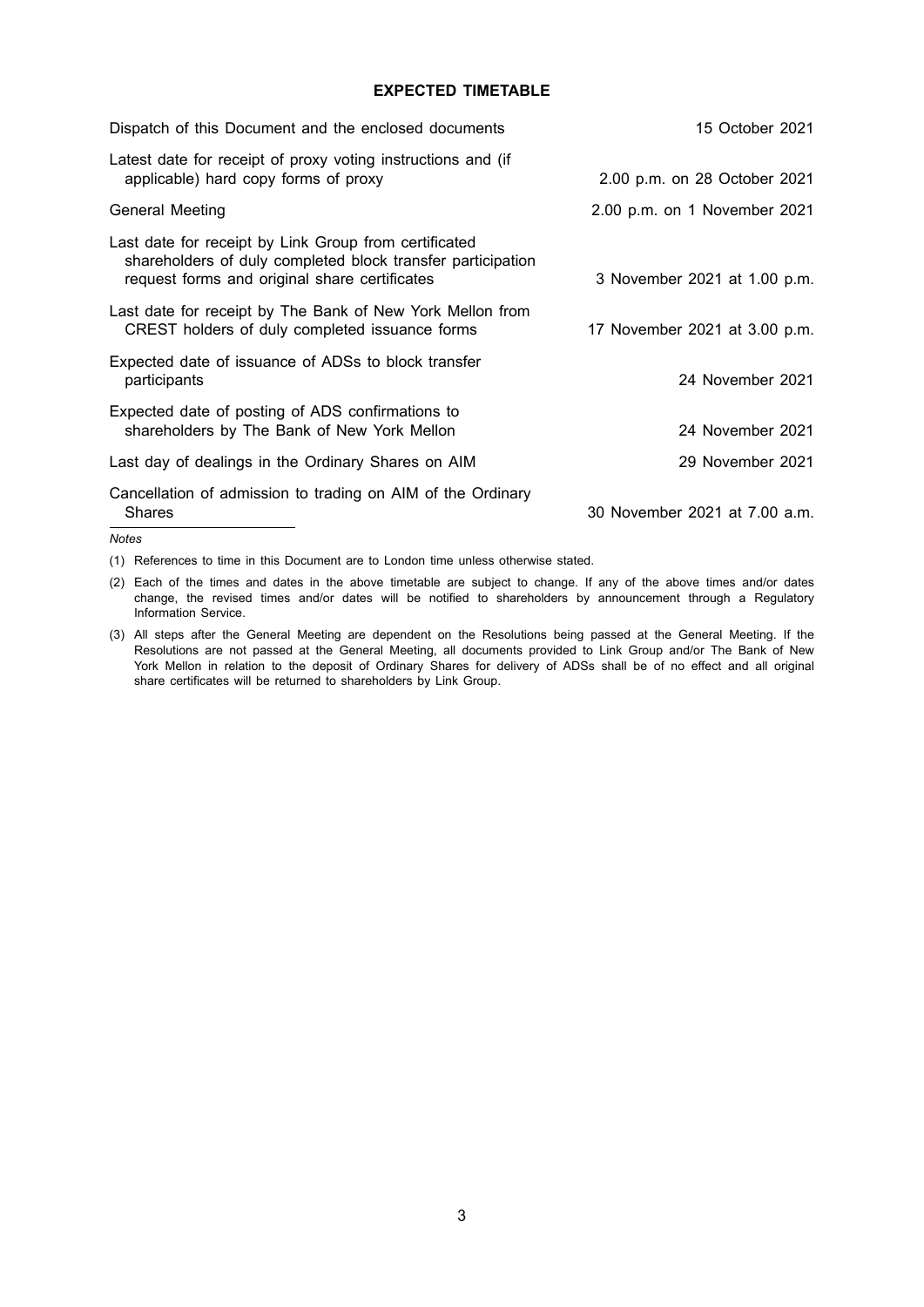# EXPECTED TIMETABLE

| | |
|---|---|
| Dispatch of this Document and the enclosed documents | 15 October 2021 |
| Latest date for receipt of proxy voting instructions and (if applicable) hard copy forms of proxy | 2.00 p.m. on 28 October 2021 |
| General Meeting | 2.00 p.m. on 1 November 2021 |
| Last date for receipt by Link Group from certificated shareholders of duly completed block transfer participation request forms and original share certificates | 3 November 2021 at 1.00 p.m. |
| Last date for receipt by The Bank of New York Mellon from CREST holders of duly completed issuance forms | 17 November 2021 at 3.00 p.m. |
| Expected date of issuance of ADSs to block transfer participants | 24 November 2021 |
| Expected date of posting of ADS confirmations to shareholders by The Bank of New York Mellon | 24 November 2021 |
| Last day of dealings in the Ordinary Shares on AIM | 29 November 2021 |
| Cancellation of admission to trading on AIM of the Ordinary Shares | 30 November 2021 at 7.00 a.m. |

*Notes*

(1) References to time in this Document are to London time unless otherwise stated.

(2) Each of the times and dates in the above timetable are subject to change. If any of the above times and/or dates change, the revised times and/or dates will be notified to shareholders by announcement through a Regulatory Information Service.

(3) All steps after the General Meeting are dependent on the Resolutions being passed at the General Meeting. If the Resolutions are not passed at the General Meeting, all documents provided to Link Group and/or The Bank of New York Mellon in relation to the deposit of Ordinary Shares for delivery of ADSs shall be of no effect and all original share certificates will be returned to shareholders by Link Group.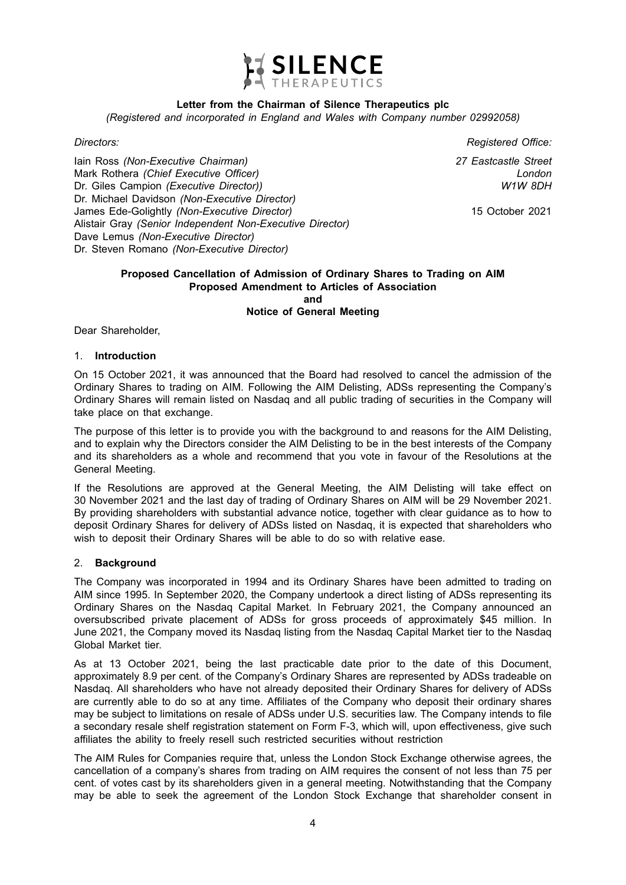**SILENCE** THERAPEUTICS

**Letter from the Chairman of Silence Therapeutics plc**

*(Registered and incorporated in England and Wales with Company number 02992058)*

*Directors:*

Iain Ross *(Non-Executive Chairman)*
Mark Rothera *(Chief Executive Officer)*
Dr. Giles Campion *(Executive Director))*
Dr. Michael Davidson *(Non-Executive Director)*
James Ede-Golightly *(Non-Executive Director)*
Alistair Gray *(Senior Independent Non-Executive Director)*
Dave Lemus *(Non-Executive Director)*
Dr. Steven Romano *(Non-Executive Director)*

*Registered Office:*

*27 Eastcastle Street*
*London*
*W1W 8DH*

15 October 2021

**Proposed Cancellation of Admission of Ordinary Shares to Trading on AIM**
**Proposed Amendment to Articles of Association**
**and**
**Notice of General Meeting**

Dear Shareholder,

## 1. Introduction

On 15 October 2021, it was announced that the Board had resolved to cancel the admission of the Ordinary Shares to trading on AIM. Following the AIM Delisting, ADSs representing the Company's Ordinary Shares will remain listed on Nasdaq and all public trading of securities in the Company will take place on that exchange.

The purpose of this letter is to provide you with the background to and reasons for the AIM Delisting, and to explain why the Directors consider the AIM Delisting to be in the best interests of the Company and its shareholders as a whole and recommend that you vote in favour of the Resolutions at the General Meeting.

If the Resolutions are approved at the General Meeting, the AIM Delisting will take effect on 30 November 2021 and the last day of trading of Ordinary Shares on AIM will be 29 November 2021. By providing shareholders with substantial advance notice, together with clear guidance as to how to deposit Ordinary Shares for delivery of ADSs listed on Nasdaq, it is expected that shareholders who wish to deposit their Ordinary Shares will be able to do so with relative ease.

## 2. Background

The Company was incorporated in 1994 and its Ordinary Shares have been admitted to trading on AIM since 1995. In September 2020, the Company undertook a direct listing of ADSs representing its Ordinary Shares on the Nasdaq Capital Market. In February 2021, the Company announced an oversubscribed private placement of ADSs for gross proceeds of approximately $45 million. In June 2021, the Company moved its Nasdaq listing from the Nasdaq Capital Market tier to the Nasdaq Global Market tier.

As at 13 October 2021, being the last practicable date prior to the date of this Document, approximately 8.9 per cent. of the Company's Ordinary Shares are represented by ADSs tradeable on Nasdaq. All shareholders who have not already deposited their Ordinary Shares for delivery of ADSs are currently able to do so at any time. Affiliates of the Company who deposit their ordinary shares may be subject to limitations on resale of ADSs under U.S. securities law. The Company intends to file a secondary resale shelf registration statement on Form F-3, which will, upon effectiveness, give such affiliates the ability to freely resell such restricted securities without restriction

The AIM Rules for Companies require that, unless the London Stock Exchange otherwise agrees, the cancellation of a company's shares from trading on AIM requires the consent of not less than 75 per cent. of votes cast by its shareholders given in a general meeting. Notwithstanding that the Company may be able to seek the agreement of the London Stock Exchange that shareholder consent in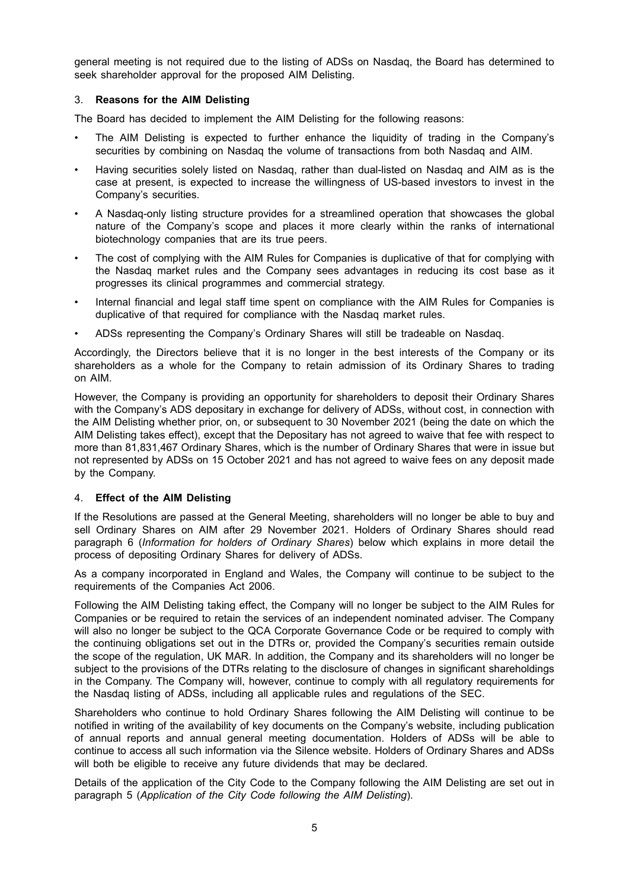general meeting is not required due to the listing of ADSs on Nasdaq, the Board has determined to seek shareholder approval for the proposed AIM Delisting.

### 3. **Reasons for the AIM Delisting**

The Board has decided to implement the AIM Delisting for the following reasons:

- The AIM Delisting is expected to further enhance the liquidity of trading in the Company's securities by combining on Nasdaq the volume of transactions from both Nasdaq and AIM.
- Having securities solely listed on Nasdaq, rather than dual-listed on Nasdaq and AIM as is the case at present, is expected to increase the willingness of US-based investors to invest in the Company's securities.
- A Nasdaq-only listing structure provides for a streamlined operation that showcases the global nature of the Company's scope and places it more clearly within the ranks of international biotechnology companies that are its true peers.
- The cost of complying with the AIM Rules for Companies is duplicative of that for complying with the Nasdaq market rules and the Company sees advantages in reducing its cost base as it progresses its clinical programmes and commercial strategy.
- Internal financial and legal staff time spent on compliance with the AIM Rules for Companies is duplicative of that required for compliance with the Nasdaq market rules.
- ADSs representing the Company's Ordinary Shares will still be tradeable on Nasdaq.

Accordingly, the Directors believe that it is no longer in the best interests of the Company or its shareholders as a whole for the Company to retain admission of its Ordinary Shares to trading on AIM.

However, the Company is providing an opportunity for shareholders to deposit their Ordinary Shares with the Company's ADS depositary in exchange for delivery of ADSs, without cost, in connection with the AIM Delisting whether prior, on, or subsequent to 30 November 2021 (being the date on which the AIM Delisting takes effect), except that the Depositary has not agreed to waive that fee with respect to more than 81,831,467 Ordinary Shares, which is the number of Ordinary Shares that were in issue but not represented by ADSs on 15 October 2021 and has not agreed to waive fees on any deposit made by the Company.

### 4. **Effect of the AIM Delisting**

If the Resolutions are passed at the General Meeting, shareholders will no longer be able to buy and sell Ordinary Shares on AIM after 29 November 2021. Holders of Ordinary Shares should read paragraph 6 (*Information for holders of Ordinary Shares*) below which explains in more detail the process of depositing Ordinary Shares for delivery of ADSs.

As a company incorporated in England and Wales, the Company will continue to be subject to the requirements of the Companies Act 2006.

Following the AIM Delisting taking effect, the Company will no longer be subject to the AIM Rules for Companies or be required to retain the services of an independent nominated adviser. The Company will also no longer be subject to the QCA Corporate Governance Code or be required to comply with the continuing obligations set out in the DTRs or, provided the Company's securities remain outside the scope of the regulation, UK MAR. In addition, the Company and its shareholders will no longer be subject to the provisions of the DTRs relating to the disclosure of changes in significant shareholdings in the Company. The Company will, however, continue to comply with all regulatory requirements for the Nasdaq listing of ADSs, including all applicable rules and regulations of the SEC.

Shareholders who continue to hold Ordinary Shares following the AIM Delisting will continue to be notified in writing of the availability of key documents on the Company's website, including publication of annual reports and annual general meeting documentation. Holders of ADSs will be able to continue to access all such information via the Silence website. Holders of Ordinary Shares and ADSs will both be eligible to receive any future dividends that may be declared.

Details of the application of the City Code to the Company following the AIM Delisting are set out in paragraph 5 (*Application of the City Code following the AIM Delisting*).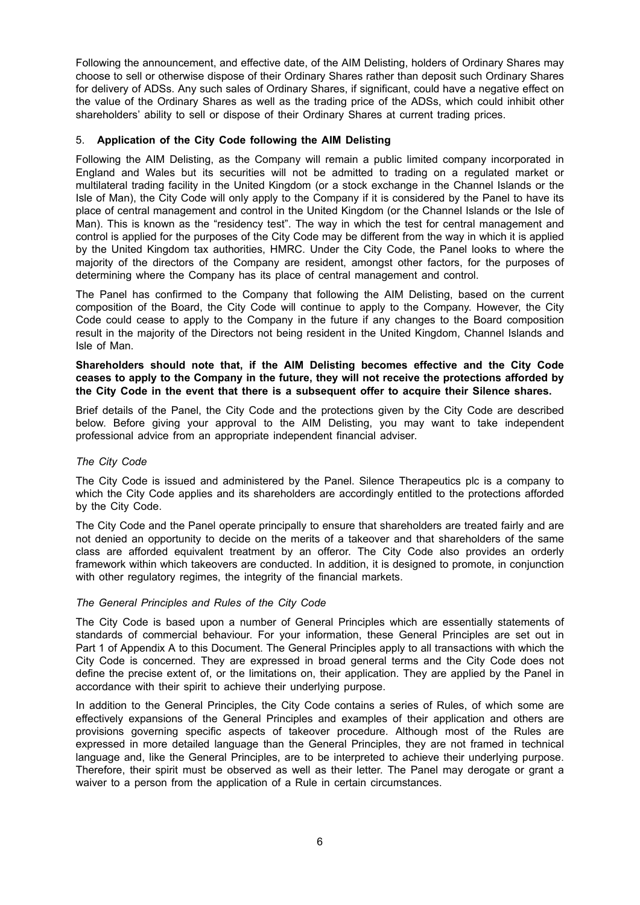Following the announcement, and effective date, of the AIM Delisting, holders of Ordinary Shares may choose to sell or otherwise dispose of their Ordinary Shares rather than deposit such Ordinary Shares for delivery of ADSs. Any such sales of Ordinary Shares, if significant, could have a negative effect on the value of the Ordinary Shares as well as the trading price of the ADSs, which could inhibit other shareholders' ability to sell or dispose of their Ordinary Shares at current trading prices.

## 5. Application of the City Code following the AIM Delisting

Following the AIM Delisting, as the Company will remain a public limited company incorporated in England and Wales but its securities will not be admitted to trading on a regulated market or multilateral trading facility in the United Kingdom (or a stock exchange in the Channel Islands or the Isle of Man), the City Code will only apply to the Company if it is considered by the Panel to have its place of central management and control in the United Kingdom (or the Channel Islands or the Isle of Man). This is known as the "residency test". The way in which the test for central management and control is applied for the purposes of the City Code may be different from the way in which it is applied by the United Kingdom tax authorities, HMRC. Under the City Code, the Panel looks to where the majority of the directors of the Company are resident, amongst other factors, for the purposes of determining where the Company has its place of central management and control.

The Panel has confirmed to the Company that following the AIM Delisting, based on the current composition of the Board, the City Code will continue to apply to the Company. However, the City Code could cease to apply to the Company in the future if any changes to the Board composition result in the majority of the Directors not being resident in the United Kingdom, Channel Islands and Isle of Man.

**Shareholders should note that, if the AIM Delisting becomes effective and the City Code ceases to apply to the Company in the future, they will not receive the protections afforded by the City Code in the event that there is a subsequent offer to acquire their Silence shares.**

Brief details of the Panel, the City Code and the protections given by the City Code are described below. Before giving your approval to the AIM Delisting, you may want to take independent professional advice from an appropriate independent financial adviser.

*The City Code*

The City Code is issued and administered by the Panel. Silence Therapeutics plc is a company to which the City Code applies and its shareholders are accordingly entitled to the protections afforded by the City Code.

The City Code and the Panel operate principally to ensure that shareholders are treated fairly and are not denied an opportunity to decide on the merits of a takeover and that shareholders of the same class are afforded equivalent treatment by an offeror. The City Code also provides an orderly framework within which takeovers are conducted. In addition, it is designed to promote, in conjunction with other regulatory regimes, the integrity of the financial markets.

*The General Principles and Rules of the City Code*

The City Code is based upon a number of General Principles which are essentially statements of standards of commercial behaviour. For your information, these General Principles are set out in Part 1 of Appendix A to this Document. The General Principles apply to all transactions with which the City Code is concerned. They are expressed in broad general terms and the City Code does not define the precise extent of, or the limitations on, their application. They are applied by the Panel in accordance with their spirit to achieve their underlying purpose.

In addition to the General Principles, the City Code contains a series of Rules, of which some are effectively expansions of the General Principles and examples of their application and others are provisions governing specific aspects of takeover procedure. Although most of the Rules are expressed in more detailed language than the General Principles, they are not framed in technical language and, like the General Principles, are to be interpreted to achieve their underlying purpose. Therefore, their spirit must be observed as well as their letter. The Panel may derogate or grant a waiver to a person from the application of a Rule in certain circumstances.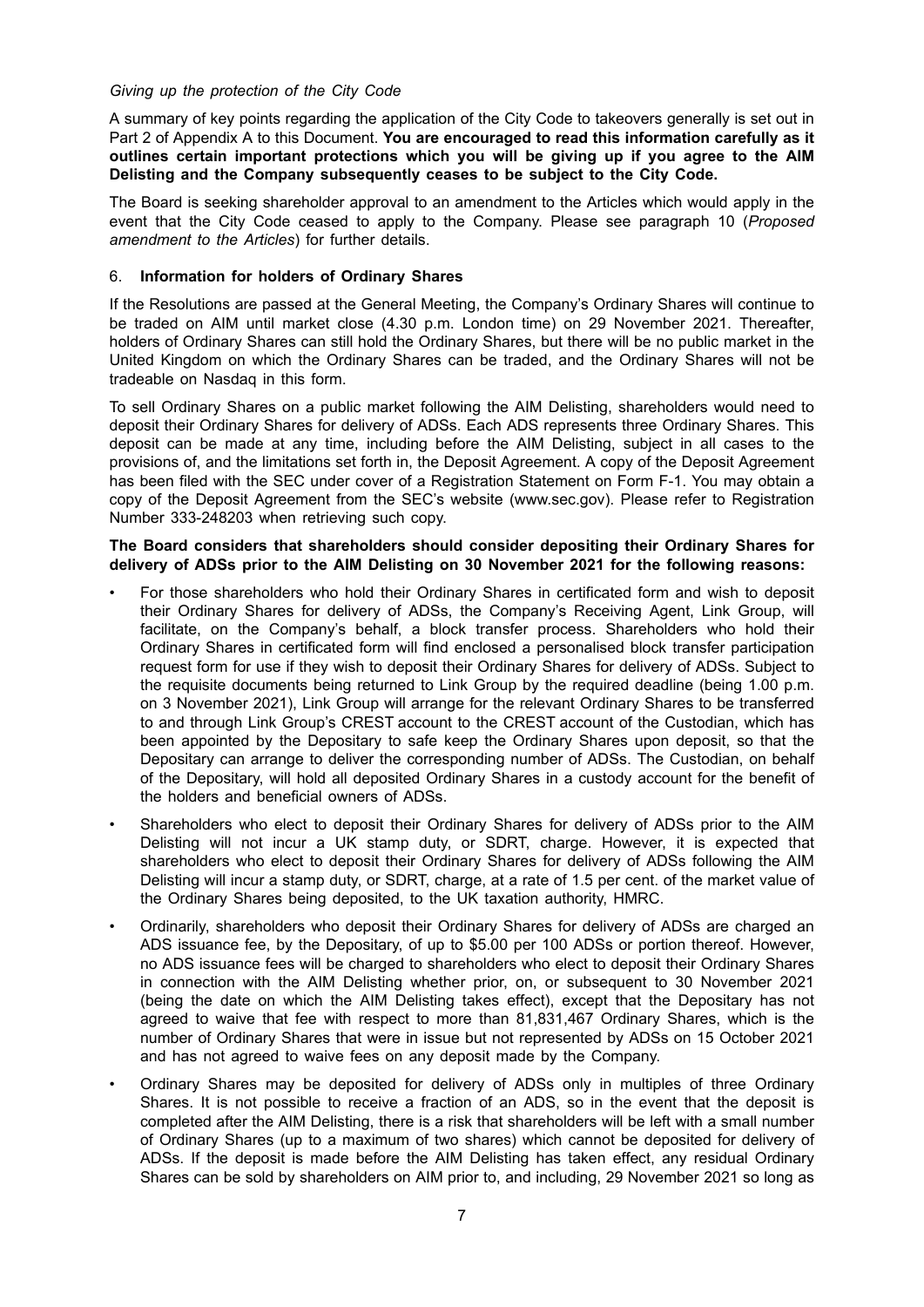*Giving up the protection of the City Code*

A summary of key points regarding the application of the City Code to takeovers generally is set out in Part 2 of Appendix A to this Document. **You are encouraged to read this information carefully as it outlines certain important protections which you will be giving up if you agree to the AIM Delisting and the Company subsequently ceases to be subject to the City Code.**

The Board is seeking shareholder approval to an amendment to the Articles which would apply in the event that the City Code ceased to apply to the Company. Please see paragraph 10 (*Proposed amendment to the Articles*) for further details.

## 6. Information for holders of Ordinary Shares

If the Resolutions are passed at the General Meeting, the Company's Ordinary Shares will continue to be traded on AIM until market close (4.30 p.m. London time) on 29 November 2021. Thereafter, holders of Ordinary Shares can still hold the Ordinary Shares, but there will be no public market in the United Kingdom on which the Ordinary Shares can be traded, and the Ordinary Shares will not be tradeable on Nasdaq in this form.

To sell Ordinary Shares on a public market following the AIM Delisting, shareholders would need to deposit their Ordinary Shares for delivery of ADSs. Each ADS represents three Ordinary Shares. This deposit can be made at any time, including before the AIM Delisting, subject in all cases to the provisions of, and the limitations set forth in, the Deposit Agreement. A copy of the Deposit Agreement has been filed with the SEC under cover of a Registration Statement on Form F-1. You may obtain a copy of the Deposit Agreement from the SEC's website (www.sec.gov). Please refer to Registration Number 333-248203 when retrieving such copy.

**The Board considers that shareholders should consider depositing their Ordinary Shares for delivery of ADSs prior to the AIM Delisting on 30 November 2021 for the following reasons:**

- For those shareholders who hold their Ordinary Shares in certificated form and wish to deposit their Ordinary Shares for delivery of ADSs, the Company's Receiving Agent, Link Group, will facilitate, on the Company's behalf, a block transfer process. Shareholders who hold their Ordinary Shares in certificated form will find enclosed a personalised block transfer participation request form for use if they wish to deposit their Ordinary Shares for delivery of ADSs. Subject to the requisite documents being returned to Link Group by the required deadline (being 1.00 p.m. on 3 November 2021), Link Group will arrange for the relevant Ordinary Shares to be transferred to and through Link Group's CREST account to the CREST account of the Custodian, which has been appointed by the Depositary to safe keep the Ordinary Shares upon deposit, so that the Depositary can arrange to deliver the corresponding number of ADSs. The Custodian, on behalf of the Depositary, will hold all deposited Ordinary Shares in a custody account for the benefit of the holders and beneficial owners of ADSs.
- Shareholders who elect to deposit their Ordinary Shares for delivery of ADSs prior to the AIM Delisting will not incur a UK stamp duty, or SDRT, charge. However, it is expected that shareholders who elect to deposit their Ordinary Shares for delivery of ADSs following the AIM Delisting will incur a stamp duty, or SDRT, charge, at a rate of 1.5 per cent. of the market value of the Ordinary Shares being deposited, to the UK taxation authority, HMRC.
- Ordinarily, shareholders who deposit their Ordinary Shares for delivery of ADSs are charged an ADS issuance fee, by the Depositary, of up to $5.00 per 100 ADSs or portion thereof. However, no ADS issuance fees will be charged to shareholders who elect to deposit their Ordinary Shares in connection with the AIM Delisting whether prior, on, or subsequent to 30 November 2021 (being the date on which the AIM Delisting takes effect), except that the Depositary has not agreed to waive that fee with respect to more than 81,831,467 Ordinary Shares, which is the number of Ordinary Shares that were in issue but not represented by ADSs on 15 October 2021 and has not agreed to waive fees on any deposit made by the Company.
- Ordinary Shares may be deposited for delivery of ADSs only in multiples of three Ordinary Shares. It is not possible to receive a fraction of an ADS, so in the event that the deposit is completed after the AIM Delisting, there is a risk that shareholders will be left with a small number of Ordinary Shares (up to a maximum of two shares) which cannot be deposited for delivery of ADSs. If the deposit is made before the AIM Delisting has taken effect, any residual Ordinary Shares can be sold by shareholders on AIM prior to, and including, 29 November 2021 so long as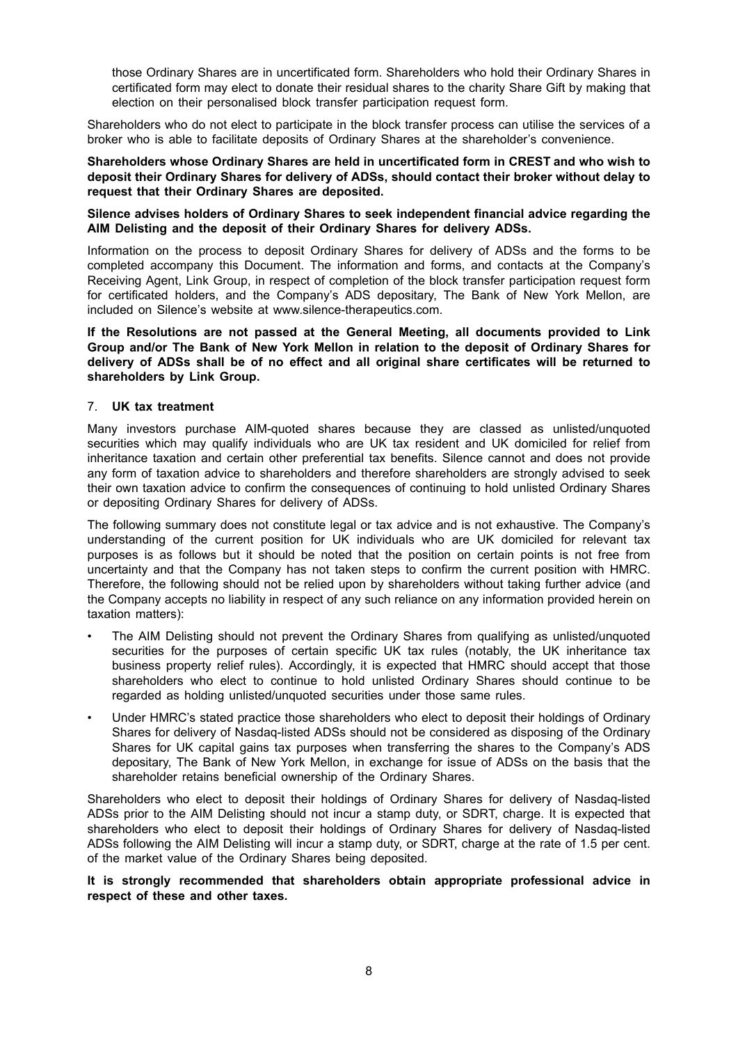those Ordinary Shares are in uncertificated form. Shareholders who hold their Ordinary Shares in certificated form may elect to donate their residual shares to the charity Share Gift by making that election on their personalised block transfer participation request form.

Shareholders who do not elect to participate in the block transfer process can utilise the services of a broker who is able to facilitate deposits of Ordinary Shares at the shareholder's convenience.

**Shareholders whose Ordinary Shares are held in uncertificated form in CREST and who wish to deposit their Ordinary Shares for delivery of ADSs, should contact their broker without delay to request that their Ordinary Shares are deposited.**

**Silence advises holders of Ordinary Shares to seek independent financial advice regarding the AIM Delisting and the deposit of their Ordinary Shares for delivery ADSs.**

Information on the process to deposit Ordinary Shares for delivery of ADSs and the forms to be completed accompany this Document. The information and forms, and contacts at the Company's Receiving Agent, Link Group, in respect of completion of the block transfer participation request form for certificated holders, and the Company's ADS depositary, The Bank of New York Mellon, are included on Silence's website at www.silence-therapeutics.com.

**If the Resolutions are not passed at the General Meeting, all documents provided to Link Group and/or The Bank of New York Mellon in relation to the deposit of Ordinary Shares for delivery of ADSs shall be of no effect and all original share certificates will be returned to shareholders by Link Group.**

## 7. UK tax treatment

Many investors purchase AIM-quoted shares because they are classed as unlisted/unquoted securities which may qualify individuals who are UK tax resident and UK domiciled for relief from inheritance taxation and certain other preferential tax benefits. Silence cannot and does not provide any form of taxation advice to shareholders and therefore shareholders are strongly advised to seek their own taxation advice to confirm the consequences of continuing to hold unlisted Ordinary Shares or depositing Ordinary Shares for delivery of ADSs.

The following summary does not constitute legal or tax advice and is not exhaustive. The Company's understanding of the current position for UK individuals who are UK domiciled for relevant tax purposes is as follows but it should be noted that the position on certain points is not free from uncertainty and that the Company has not taken steps to confirm the current position with HMRC. Therefore, the following should not be relied upon by shareholders without taking further advice (and the Company accepts no liability in respect of any such reliance on any information provided herein on taxation matters):

- The AIM Delisting should not prevent the Ordinary Shares from qualifying as unlisted/unquoted securities for the purposes of certain specific UK tax rules (notably, the UK inheritance tax business property relief rules). Accordingly, it is expected that HMRC should accept that those shareholders who elect to continue to hold unlisted Ordinary Shares should continue to be regarded as holding unlisted/unquoted securities under those same rules.
- Under HMRC's stated practice those shareholders who elect to deposit their holdings of Ordinary Shares for delivery of Nasdaq-listed ADSs should not be considered as disposing of the Ordinary Shares for UK capital gains tax purposes when transferring the shares to the Company's ADS depositary, The Bank of New York Mellon, in exchange for issue of ADSs on the basis that the shareholder retains beneficial ownership of the Ordinary Shares.

Shareholders who elect to deposit their holdings of Ordinary Shares for delivery of Nasdaq-listed ADSs prior to the AIM Delisting should not incur a stamp duty, or SDRT, charge. It is expected that shareholders who elect to deposit their holdings of Ordinary Shares for delivery of Nasdaq-listed ADSs following the AIM Delisting will incur a stamp duty, or SDRT, charge at the rate of 1.5 per cent. of the market value of the Ordinary Shares being deposited.

**It is strongly recommended that shareholders obtain appropriate professional advice in respect of these and other taxes.**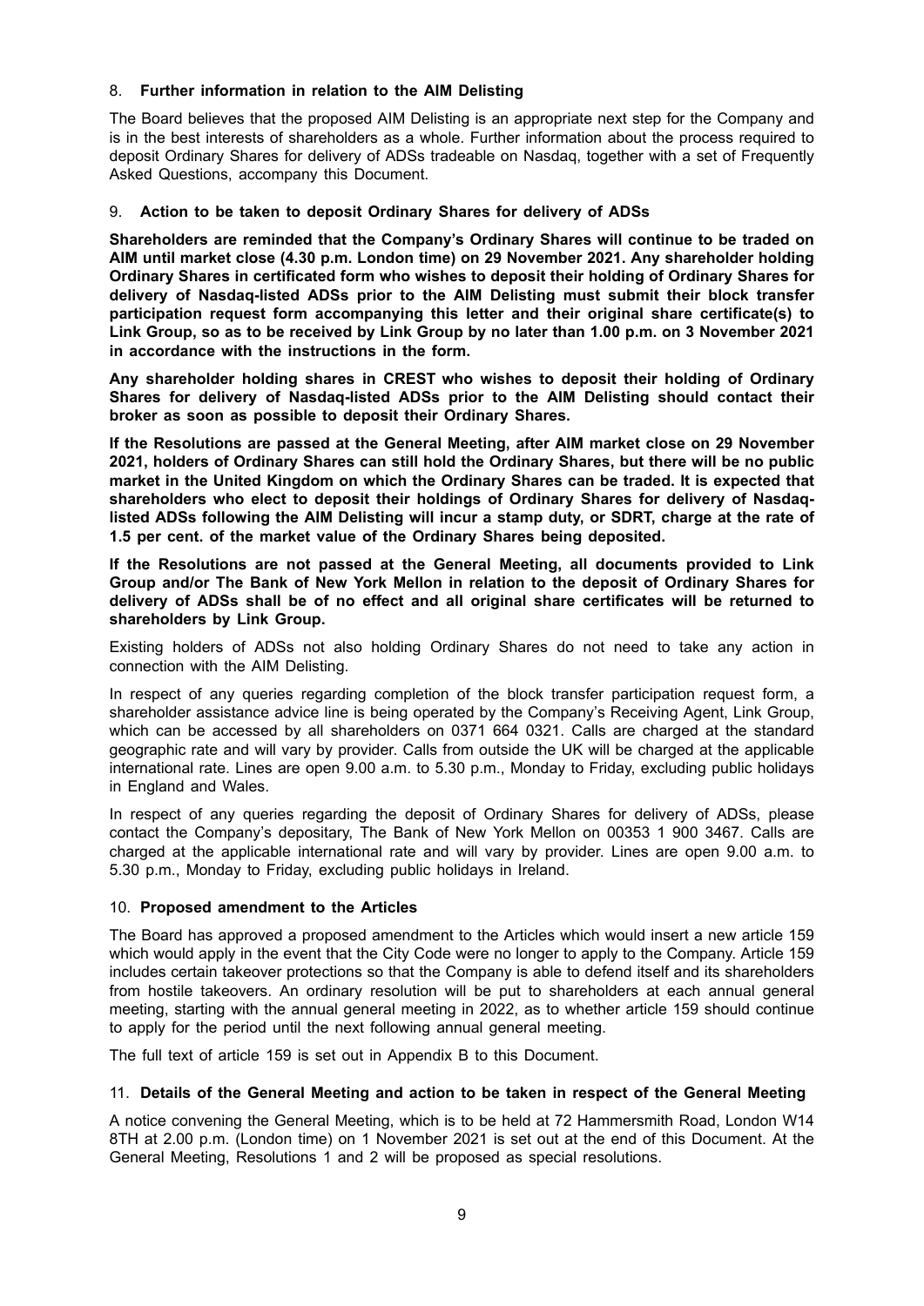## 8. Further information in relation to the AIM Delisting

The Board believes that the proposed AIM Delisting is an appropriate next step for the Company and is in the best interests of shareholders as a whole. Further information about the process required to deposit Ordinary Shares for delivery of ADSs tradeable on Nasdaq, together with a set of Frequently Asked Questions, accompany this Document.

## 9. Action to be taken to deposit Ordinary Shares for delivery of ADSs

**Shareholders are reminded that the Company's Ordinary Shares will continue to be traded on AIM until market close (4.30 p.m. London time) on 29 November 2021. Any shareholder holding Ordinary Shares in certificated form who wishes to deposit their holding of Ordinary Shares for delivery of Nasdaq-listed ADSs prior to the AIM Delisting must submit their block transfer participation request form accompanying this letter and their original share certificate(s) to Link Group, so as to be received by Link Group by no later than 1.00 p.m. on 3 November 2021 in accordance with the instructions in the form.**

**Any shareholder holding shares in CREST who wishes to deposit their holding of Ordinary Shares for delivery of Nasdaq-listed ADSs prior to the AIM Delisting should contact their broker as soon as possible to deposit their Ordinary Shares.**

**If the Resolutions are passed at the General Meeting, after AIM market close on 29 November 2021, holders of Ordinary Shares can still hold the Ordinary Shares, but there will be no public market in the United Kingdom on which the Ordinary Shares can be traded. It is expected that shareholders who elect to deposit their holdings of Ordinary Shares for delivery of Nasdaq-listed ADSs following the AIM Delisting will incur a stamp duty, or SDRT, charge at the rate of 1.5 per cent. of the market value of the Ordinary Shares being deposited.**

**If the Resolutions are not passed at the General Meeting, all documents provided to Link Group and/or The Bank of New York Mellon in relation to the deposit of Ordinary Shares for delivery of ADSs shall be of no effect and all original share certificates will be returned to shareholders by Link Group.**

Existing holders of ADSs not also holding Ordinary Shares do not need to take any action in connection with the AIM Delisting.

In respect of any queries regarding completion of the block transfer participation request form, a shareholder assistance advice line is being operated by the Company's Receiving Agent, Link Group, which can be accessed by all shareholders on 0371 664 0321. Calls are charged at the standard geographic rate and will vary by provider. Calls from outside the UK will be charged at the applicable international rate. Lines are open 9.00 a.m. to 5.30 p.m., Monday to Friday, excluding public holidays in England and Wales.

In respect of any queries regarding the deposit of Ordinary Shares for delivery of ADSs, please contact the Company's depositary, The Bank of New York Mellon on 00353 1 900 3467. Calls are charged at the applicable international rate and will vary by provider. Lines are open 9.00 a.m. to 5.30 p.m., Monday to Friday, excluding public holidays in Ireland.

## 10. Proposed amendment to the Articles

The Board has approved a proposed amendment to the Articles which would insert a new article 159 which would apply in the event that the City Code were no longer to apply to the Company. Article 159 includes certain takeover protections so that the Company is able to defend itself and its shareholders from hostile takeovers. An ordinary resolution will be put to shareholders at each annual general meeting, starting with the annual general meeting in 2022, as to whether article 159 should continue to apply for the period until the next following annual general meeting.

The full text of article 159 is set out in Appendix B to this Document.

## 11. Details of the General Meeting and action to be taken in respect of the General Meeting

A notice convening the General Meeting, which is to be held at 72 Hammersmith Road, London W14 8TH at 2.00 p.m. (London time) on 1 November 2021 is set out at the end of this Document. At the General Meeting, Resolutions 1 and 2 will be proposed as special resolutions.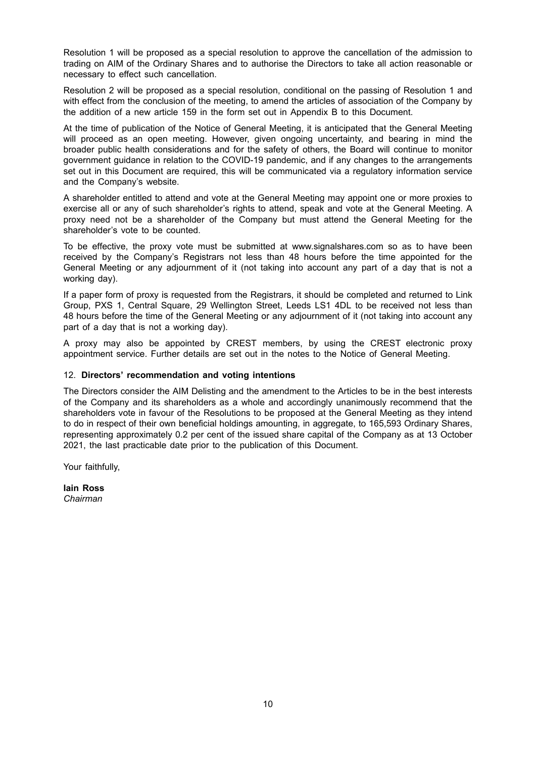Resolution 1 will be proposed as a special resolution to approve the cancellation of the admission to trading on AIM of the Ordinary Shares and to authorise the Directors to take all action reasonable or necessary to effect such cancellation.

Resolution 2 will be proposed as a special resolution, conditional on the passing of Resolution 1 and with effect from the conclusion of the meeting, to amend the articles of association of the Company by the addition of a new article 159 in the form set out in Appendix B to this Document.

At the time of publication of the Notice of General Meeting, it is anticipated that the General Meeting will proceed as an open meeting. However, given ongoing uncertainty, and bearing in mind the broader public health considerations and for the safety of others, the Board will continue to monitor government guidance in relation to the COVID-19 pandemic, and if any changes to the arrangements set out in this Document are required, this will be communicated via a regulatory information service and the Company's website.

A shareholder entitled to attend and vote at the General Meeting may appoint one or more proxies to exercise all or any of such shareholder's rights to attend, speak and vote at the General Meeting. A proxy need not be a shareholder of the Company but must attend the General Meeting for the shareholder's vote to be counted.

To be effective, the proxy vote must be submitted at www.signalshares.com so as to have been received by the Company's Registrars not less than 48 hours before the time appointed for the General Meeting or any adjournment of it (not taking into account any part of a day that is not a working day).

If a paper form of proxy is requested from the Registrars, it should be completed and returned to Link Group, PXS 1, Central Square, 29 Wellington Street, Leeds LS1 4DL to be received not less than 48 hours before the time of the General Meeting or any adjournment of it (not taking into account any part of a day that is not a working day).

A proxy may also be appointed by CREST members, by using the CREST electronic proxy appointment service. Further details are set out in the notes to the Notice of General Meeting.

12. **Directors' recommendation and voting intentions**

The Directors consider the AIM Delisting and the amendment to the Articles to be in the best interests of the Company and its shareholders as a whole and accordingly unanimously recommend that the shareholders vote in favour of the Resolutions to be proposed at the General Meeting as they intend to do in respect of their own beneficial holdings amounting, in aggregate, to 165,593 Ordinary Shares, representing approximately 0.2 per cent of the issued share capital of the Company as at 13 October 2021, the last practicable date prior to the publication of this Document.

Your faithfully,

**Iain Ross**
*Chairman*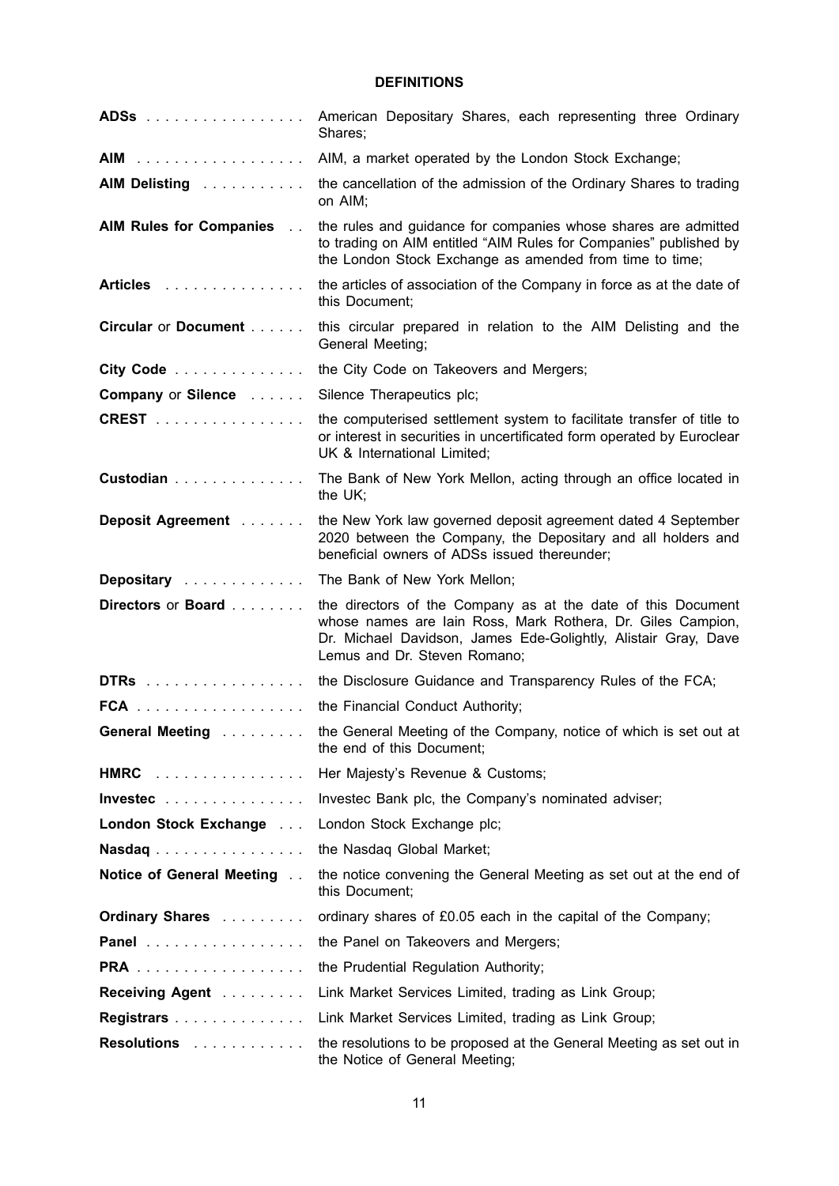## DEFINITIONS

| | |
|---|---|
| **ADSs** | American Depositary Shares, each representing three Ordinary Shares; |
| **AIM** | AIM, a market operated by the London Stock Exchange; |
| **AIM Delisting** | the cancellation of the admission of the Ordinary Shares to trading on AIM; |
| **AIM Rules for Companies** | the rules and guidance for companies whose shares are admitted to trading on AIM entitled "AIM Rules for Companies" published by the London Stock Exchange as amended from time to time; |
| **Articles** | the articles of association of the Company in force as at the date of this Document; |
| **Circular** or **Document** | this circular prepared in relation to the AIM Delisting and the General Meeting; |
| **City Code** | the City Code on Takeovers and Mergers; |
| **Company** or **Silence** | Silence Therapeutics plc; |
| **CREST** | the computerised settlement system to facilitate transfer of title to or interest in securities in uncertificated form operated by Euroclear UK & International Limited; |
| **Custodian** | The Bank of New York Mellon, acting through an office located in the UK; |
| **Deposit Agreement** | the New York law governed deposit agreement dated 4 September 2020 between the Company, the Depositary and all holders and beneficial owners of ADSs issued thereunder; |
| **Depositary** | The Bank of New York Mellon; |
| **Directors** or **Board** | the directors of the Company as at the date of this Document whose names are Iain Ross, Mark Rothera, Dr. Giles Campion, Dr. Michael Davidson, James Ede-Golightly, Alistair Gray, Dave Lemus and Dr. Steven Romano; |
| **DTRs** | the Disclosure Guidance and Transparency Rules of the FCA; |
| **FCA** | the Financial Conduct Authority; |
| **General Meeting** | the General Meeting of the Company, notice of which is set out at the end of this Document; |
| **HMRC** | Her Majesty's Revenue & Customs; |
| **Investec** | Investec Bank plc, the Company's nominated adviser; |
| **London Stock Exchange** | London Stock Exchange plc; |
| **Nasdaq** | the Nasdaq Global Market; |
| **Notice of General Meeting** | the notice convening the General Meeting as set out at the end of this Document; |
| **Ordinary Shares** | ordinary shares of £0.05 each in the capital of the Company; |
| **Panel** | the Panel on Takeovers and Mergers; |
| **PRA** | the Prudential Regulation Authority; |
| **Receiving Agent** | Link Market Services Limited, trading as Link Group; |
| **Registrars** | Link Market Services Limited, trading as Link Group; |
| **Resolutions** | the resolutions to be proposed at the General Meeting as set out in the Notice of General Meeting; |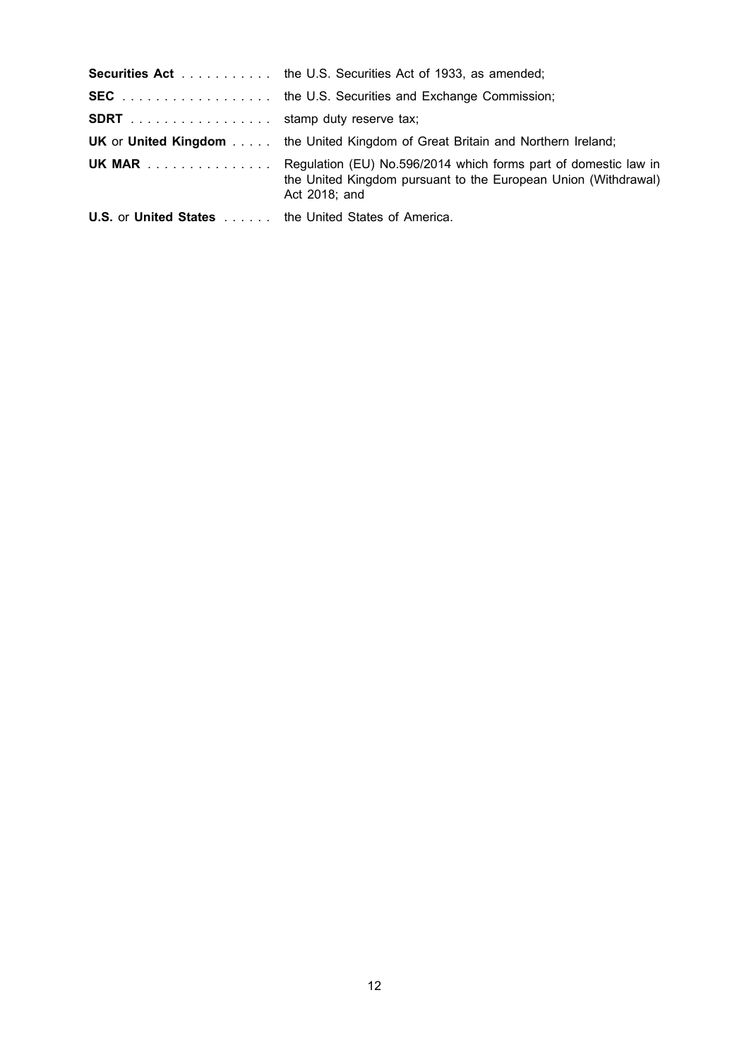| | |
|---|---|
| **Securities Act** | the U.S. Securities Act of 1933, as amended; |
| **SEC** | the U.S. Securities and Exchange Commission; |
| **SDRT** | stamp duty reserve tax; |
| **UK** or **United Kingdom** | the United Kingdom of Great Britain and Northern Ireland; |
| **UK MAR** | Regulation (EU) No.596/2014 which forms part of domestic law in the United Kingdom pursuant to the European Union (Withdrawal) Act 2018; and |
| **U.S.** or **United States** | the United States of America. |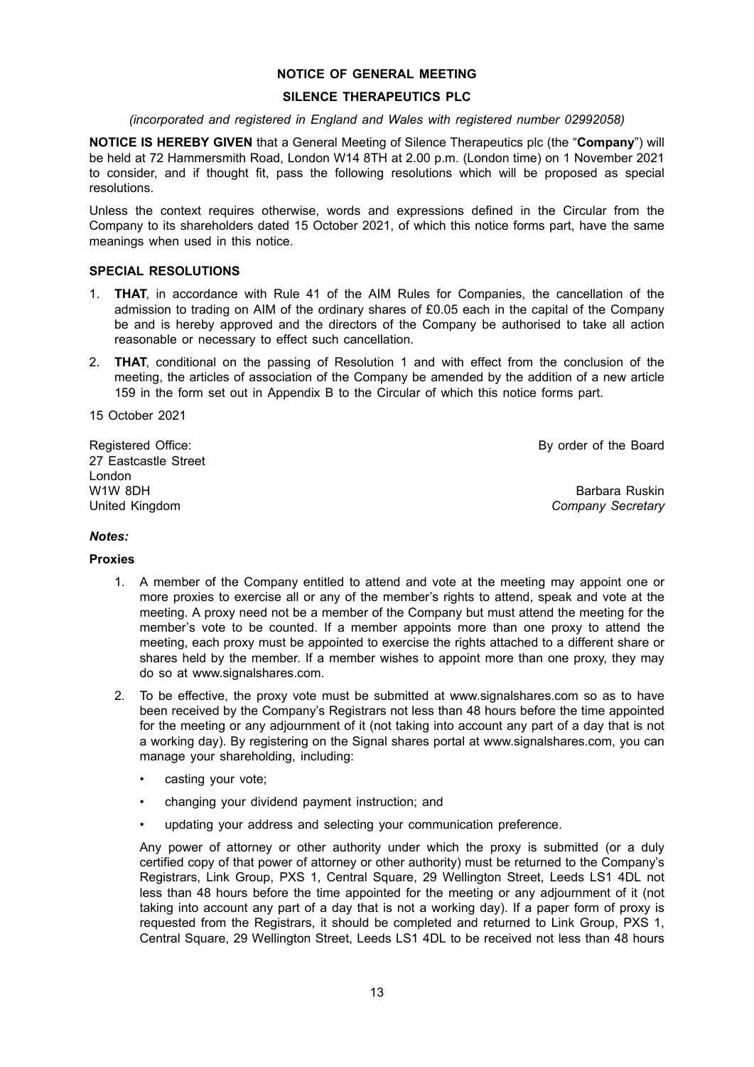# NOTICE OF GENERAL MEETING

## SILENCE THERAPEUTICS PLC

*(incorporated and registered in England and Wales with registered number 02992058)*

**NOTICE IS HEREBY GIVEN** that a General Meeting of Silence Therapeutics plc (the "**Company**") will be held at 72 Hammersmith Road, London W14 8TH at 2.00 p.m. (London time) on 1 November 2021 to consider, and if thought fit, pass the following resolutions which will be proposed as special resolutions.

Unless the context requires otherwise, words and expressions defined in the Circular from the Company to its shareholders dated 15 October 2021, of which this notice forms part, have the same meanings when used in this notice.

### SPECIAL RESOLUTIONS

1. **THAT**, in accordance with Rule 41 of the AIM Rules for Companies, the cancellation of the admission to trading on AIM of the ordinary shares of £0.05 each in the capital of the Company be and is hereby approved and the directors of the Company be authorised to take all action reasonable or necessary to effect such cancellation.
2. **THAT**, conditional on the passing of Resolution 1 and with effect from the conclusion of the meeting, the articles of association of the Company be amended by the addition of a new article 159 in the form set out in Appendix B to the Circular of which this notice forms part.

15 October 2021

Registered Office:
27 Eastcastle Street
London
W1W 8DH
United Kingdom

By order of the Board

Barbara Ruskin
*Company Secretary*

***Notes:***

**Proxies**

1. A member of the Company entitled to attend and vote at the meeting may appoint one or more proxies to exercise all or any of the member's rights to attend, speak and vote at the meeting. A proxy need not be a member of the Company but must attend the meeting for the member's vote to be counted. If a member appoints more than one proxy to attend the meeting, each proxy must be appointed to exercise the rights attached to a different share or shares held by the member. If a member wishes to appoint more than one proxy, they may do so at www.signalshares.com.
2. To be effective, the proxy vote must be submitted at www.signalshares.com so as to have been received by the Company's Registrars not less than 48 hours before the time appointed for the meeting or any adjournment of it (not taking into account any part of a day that is not a working day). By registering on the Signal shares portal at www.signalshares.com, you can manage your shareholding, including:
   - casting your vote;
   - changing your dividend payment instruction; and
   - updating your address and selecting your communication preference.

   Any power of attorney or other authority under which the proxy is submitted (or a duly certified copy of that power of attorney or other authority) must be returned to the Company's Registrars, Link Group, PXS 1, Central Square, 29 Wellington Street, Leeds LS1 4DL not less than 48 hours before the time appointed for the meeting or any adjournment of it (not taking into account any part of a day that is not a working day). If a paper form of proxy is requested from the Registrars, it should be completed and returned to Link Group, PXS 1, Central Square, 29 Wellington Street, Leeds LS1 4DL to be received not less than 48 hours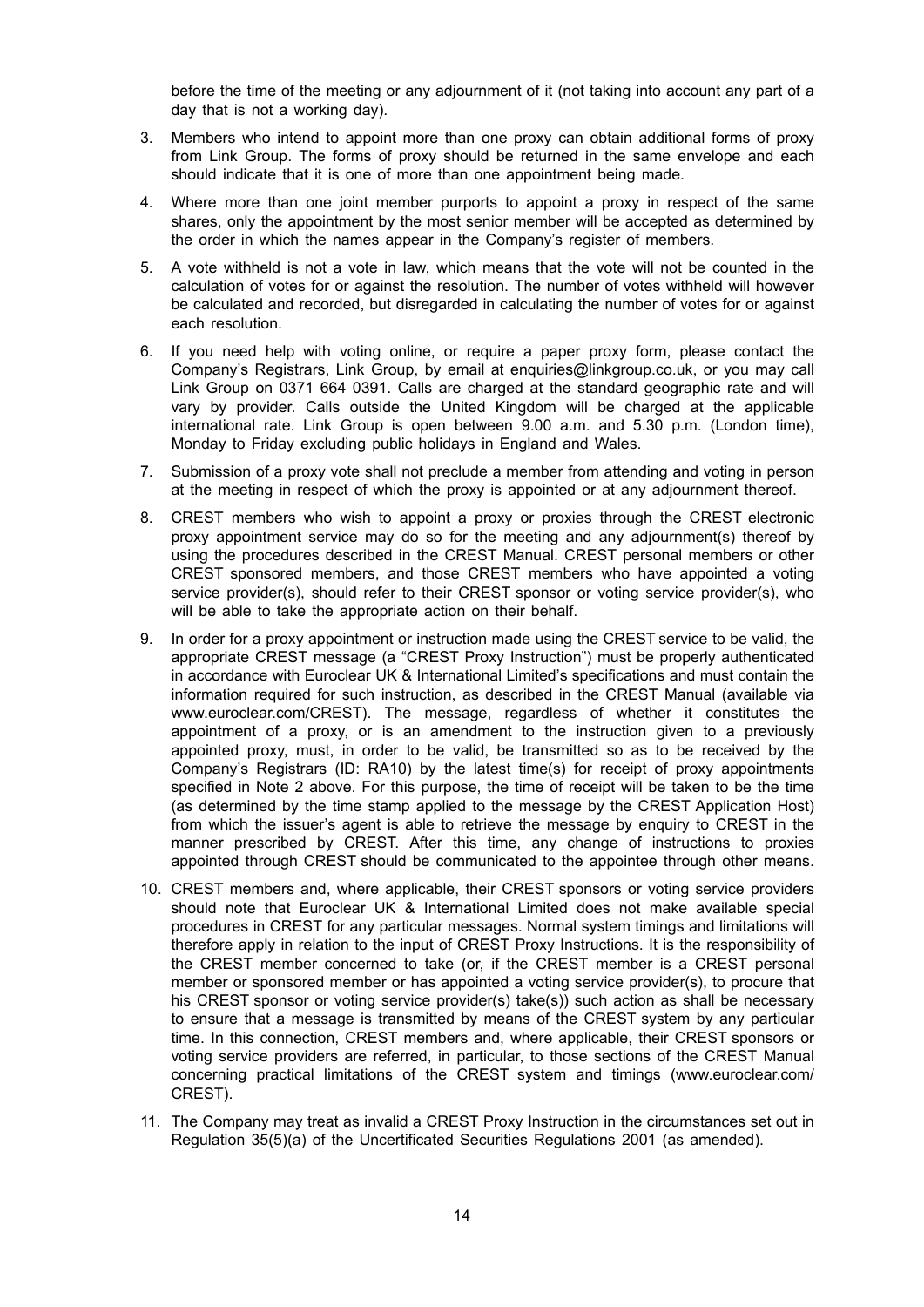before the time of the meeting or any adjournment of it (not taking into account any part of a day that is not a working day).

3. Members who intend to appoint more than one proxy can obtain additional forms of proxy from Link Group. The forms of proxy should be returned in the same envelope and each should indicate that it is one of more than one appointment being made.

4. Where more than one joint member purports to appoint a proxy in respect of the same shares, only the appointment by the most senior member will be accepted as determined by the order in which the names appear in the Company's register of members.

5. A vote withheld is not a vote in law, which means that the vote will not be counted in the calculation of votes for or against the resolution. The number of votes withheld will however be calculated and recorded, but disregarded in calculating the number of votes for or against each resolution.

6. If you need help with voting online, or require a paper proxy form, please contact the Company's Registrars, Link Group, by email at enquiries@linkgroup.co.uk, or you may call Link Group on 0371 664 0391. Calls are charged at the standard geographic rate and will vary by provider. Calls outside the United Kingdom will be charged at the applicable international rate. Link Group is open between 9.00 a.m. and 5.30 p.m. (London time), Monday to Friday excluding public holidays in England and Wales.

7. Submission of a proxy vote shall not preclude a member from attending and voting in person at the meeting in respect of which the proxy is appointed or at any adjournment thereof.

8. CREST members who wish to appoint a proxy or proxies through the CREST electronic proxy appointment service may do so for the meeting and any adjournment(s) thereof by using the procedures described in the CREST Manual. CREST personal members or other CREST sponsored members, and those CREST members who have appointed a voting service provider(s), should refer to their CREST sponsor or voting service provider(s), who will be able to take the appropriate action on their behalf.

9. In order for a proxy appointment or instruction made using the CREST service to be valid, the appropriate CREST message (a "CREST Proxy Instruction") must be properly authenticated in accordance with Euroclear UK & International Limited's specifications and must contain the information required for such instruction, as described in the CREST Manual (available via www.euroclear.com/CREST). The message, regardless of whether it constitutes the appointment of a proxy, or is an amendment to the instruction given to a previously appointed proxy, must, in order to be valid, be transmitted so as to be received by the Company's Registrars (ID: RA10) by the latest time(s) for receipt of proxy appointments specified in Note 2 above. For this purpose, the time of receipt will be taken to be the time (as determined by the time stamp applied to the message by the CREST Application Host) from which the issuer's agent is able to retrieve the message by enquiry to CREST in the manner prescribed by CREST. After this time, any change of instructions to proxies appointed through CREST should be communicated to the appointee through other means.

10. CREST members and, where applicable, their CREST sponsors or voting service providers should note that Euroclear UK & International Limited does not make available special procedures in CREST for any particular messages. Normal system timings and limitations will therefore apply in relation to the input of CREST Proxy Instructions. It is the responsibility of the CREST member concerned to take (or, if the CREST member is a CREST personal member or sponsored member or has appointed a voting service provider(s), to procure that his CREST sponsor or voting service provider(s) take(s)) such action as shall be necessary to ensure that a message is transmitted by means of the CREST system by any particular time. In this connection, CREST members and, where applicable, their CREST sponsors or voting service providers are referred, in particular, to those sections of the CREST Manual concerning practical limitations of the CREST system and timings (www.euroclear.com/CREST).

11. The Company may treat as invalid a CREST Proxy Instruction in the circumstances set out in Regulation 35(5)(a) of the Uncertificated Securities Regulations 2001 (as amended).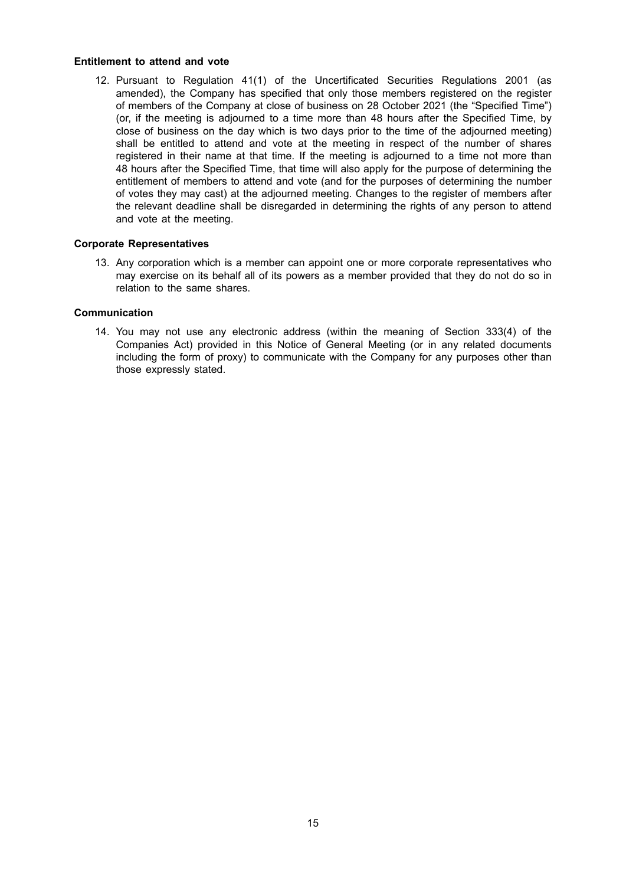**Entitlement to attend and vote**

12. Pursuant to Regulation 41(1) of the Uncertificated Securities Regulations 2001 (as amended), the Company has specified that only those members registered on the register of members of the Company at close of business on 28 October 2021 (the "Specified Time") (or, if the meeting is adjourned to a time more than 48 hours after the Specified Time, by close of business on the day which is two days prior to the time of the adjourned meeting) shall be entitled to attend and vote at the meeting in respect of the number of shares registered in their name at that time. If the meeting is adjourned to a time not more than 48 hours after the Specified Time, that time will also apply for the purpose of determining the entitlement of members to attend and vote (and for the purposes of determining the number of votes they may cast) at the adjourned meeting. Changes to the register of members after the relevant deadline shall be disregarded in determining the rights of any person to attend and vote at the meeting.

**Corporate Representatives**

13. Any corporation which is a member can appoint one or more corporate representatives who may exercise on its behalf all of its powers as a member provided that they do not do so in relation to the same shares.

**Communication**

14. You may not use any electronic address (within the meaning of Section 333(4) of the Companies Act) provided in this Notice of General Meeting (or in any related documents including the form of proxy) to communicate with the Company for any purposes other than those expressly stated.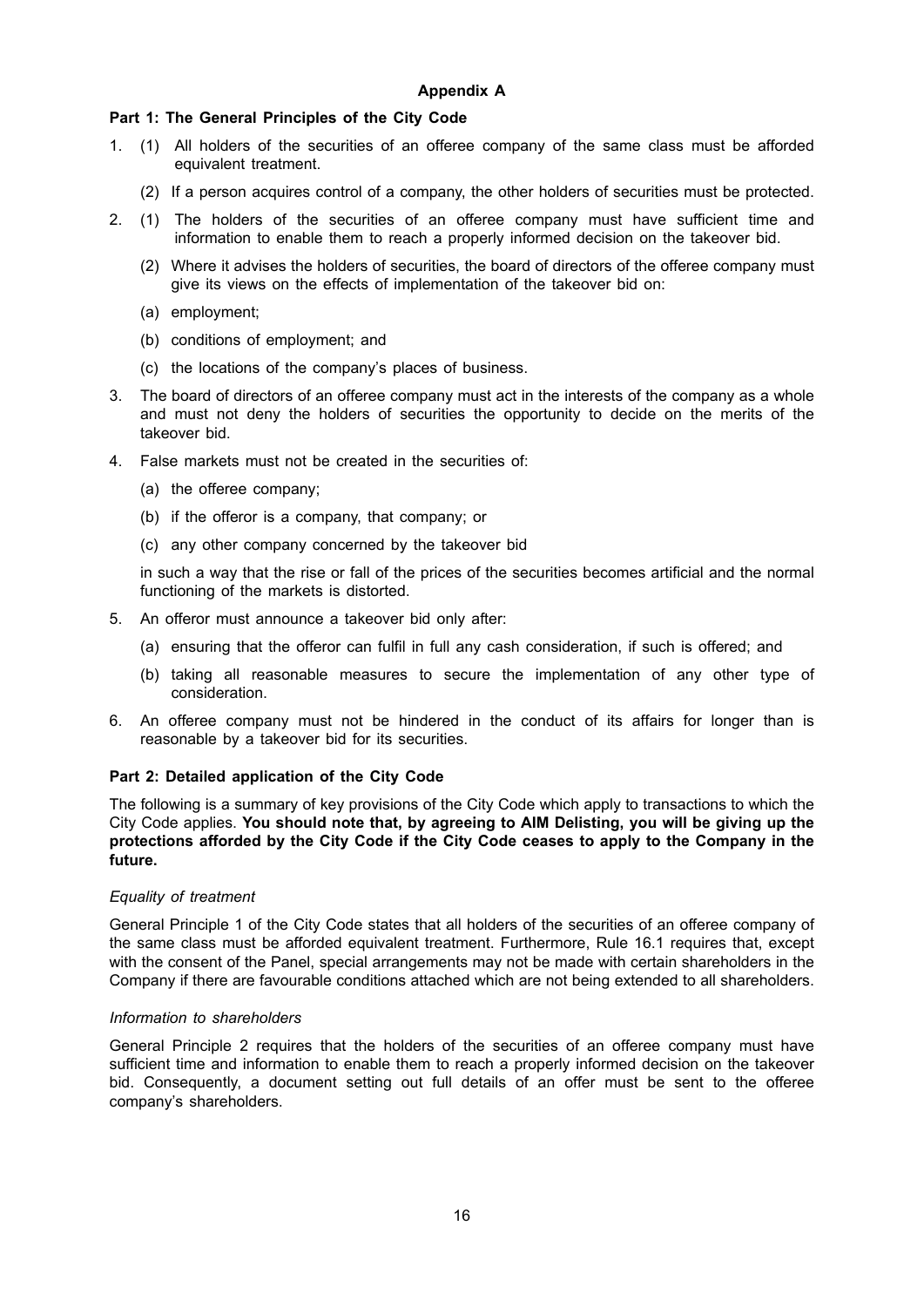## Appendix A

### Part 1: The General Principles of the City Code

1. (1) All holders of the securities of an offeree company of the same class must be afforded equivalent treatment.

   (2) If a person acquires control of a company, the other holders of securities must be protected.

2. (1) The holders of the securities of an offeree company must have sufficient time and information to enable them to reach a properly informed decision on the takeover bid.

   (2) Where it advises the holders of securities, the board of directors of the offeree company must give its views on the effects of implementation of the takeover bid on:

   (a) employment;

   (b) conditions of employment; and

   (c) the locations of the company's places of business.

3. The board of directors of an offeree company must act in the interests of the company as a whole and must not deny the holders of securities the opportunity to decide on the merits of the takeover bid.

4. False markets must not be created in the securities of:

   (a) the offeree company;

   (b) if the offeror is a company, that company; or

   (c) any other company concerned by the takeover bid

   in such a way that the rise or fall of the prices of the securities becomes artificial and the normal functioning of the markets is distorted.

5. An offeror must announce a takeover bid only after:

   (a) ensuring that the offeror can fulfil in full any cash consideration, if such is offered; and

   (b) taking all reasonable measures to secure the implementation of any other type of consideration.

6. An offeree company must not be hindered in the conduct of its affairs for longer than is reasonable by a takeover bid for its securities.

### Part 2: Detailed application of the City Code

The following is a summary of key provisions of the City Code which apply to transactions to which the City Code applies. **You should note that, by agreeing to AIM Delisting, you will be giving up the protections afforded by the City Code if the City Code ceases to apply to the Company in the future.**

*Equality of treatment*

General Principle 1 of the City Code states that all holders of the securities of an offeree company of the same class must be afforded equivalent treatment. Furthermore, Rule 16.1 requires that, except with the consent of the Panel, special arrangements may not be made with certain shareholders in the Company if there are favourable conditions attached which are not being extended to all shareholders.

*Information to shareholders*

General Principle 2 requires that the holders of the securities of an offeree company must have sufficient time and information to enable them to reach a properly informed decision on the takeover bid. Consequently, a document setting out full details of an offer must be sent to the offeree company's shareholders.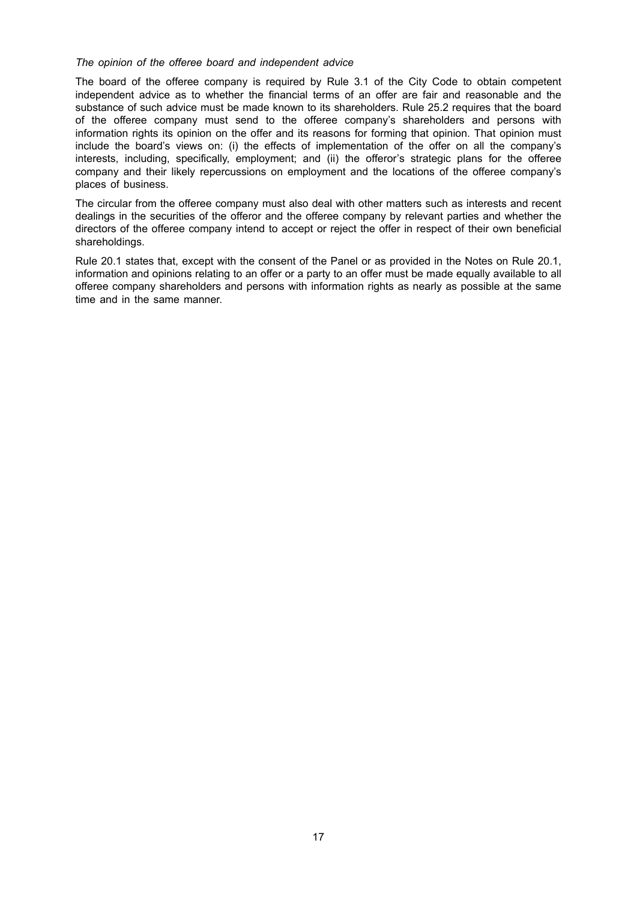*The opinion of the offeree board and independent advice*

The board of the offeree company is required by Rule 3.1 of the City Code to obtain competent independent advice as to whether the financial terms of an offer are fair and reasonable and the substance of such advice must be made known to its shareholders. Rule 25.2 requires that the board of the offeree company must send to the offeree company's shareholders and persons with information rights its opinion on the offer and its reasons for forming that opinion. That opinion must include the board's views on: (i) the effects of implementation of the offer on all the company's interests, including, specifically, employment; and (ii) the offeror's strategic plans for the offeree company and their likely repercussions on employment and the locations of the offeree company's places of business.

The circular from the offeree company must also deal with other matters such as interests and recent dealings in the securities of the offeror and the offeree company by relevant parties and whether the directors of the offeree company intend to accept or reject the offer in respect of their own beneficial shareholdings.

Rule 20.1 states that, except with the consent of the Panel or as provided in the Notes on Rule 20.1, information and opinions relating to an offer or a party to an offer must be made equally available to all offeree company shareholders and persons with information rights as nearly as possible at the same time and in the same manner.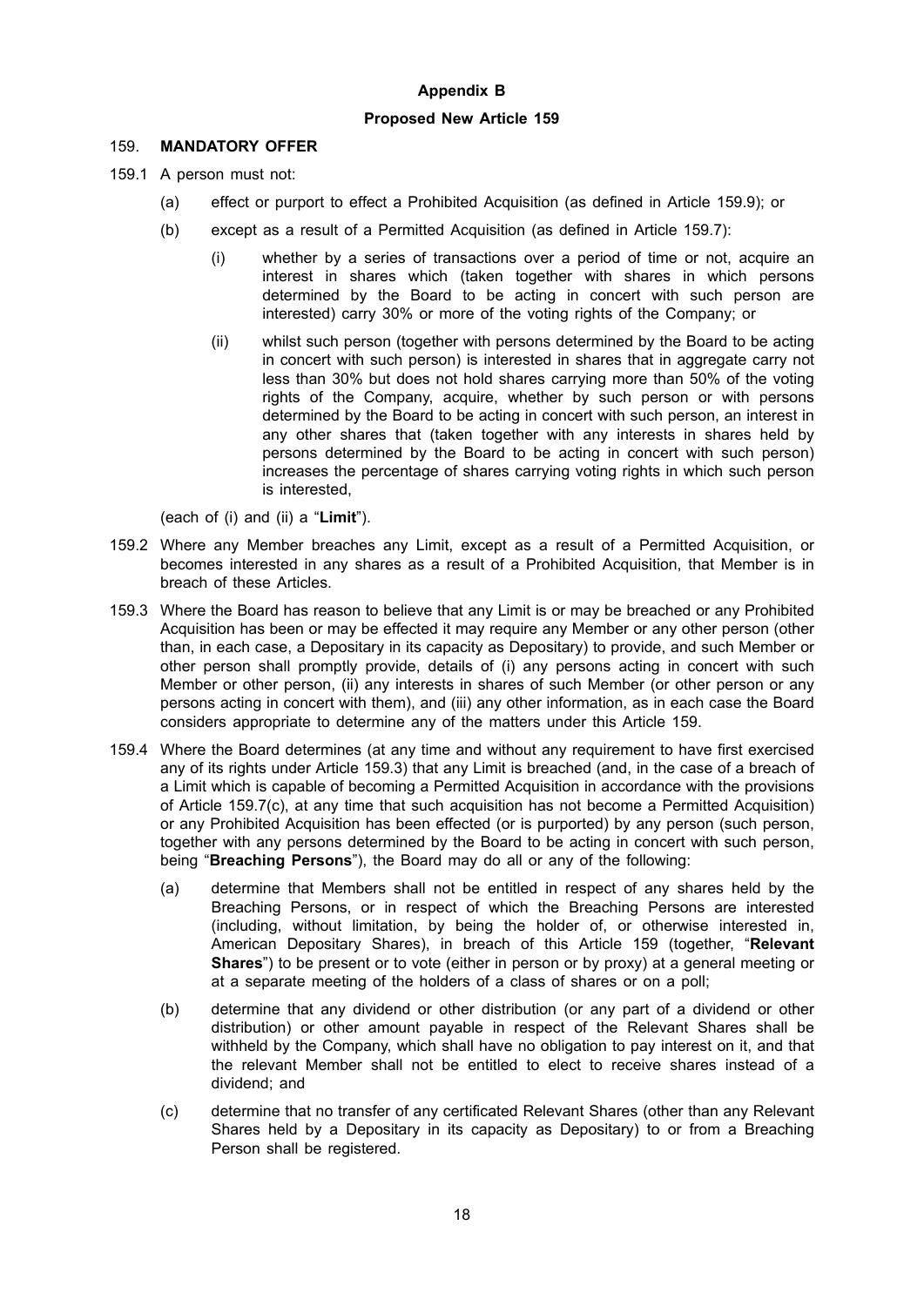**Appendix B**

**Proposed New Article 159**

159. **MANDATORY OFFER**

159.1 A person must not:

(a) effect or purport to effect a Prohibited Acquisition (as defined in Article 159.9); or

(b) except as a result of a Permitted Acquisition (as defined in Article 159.7):

(i) whether by a series of transactions over a period of time or not, acquire an interest in shares which (taken together with shares in which persons determined by the Board to be acting in concert with such person are interested) carry 30% or more of the voting rights of the Company; or

(ii) whilst such person (together with persons determined by the Board to be acting in concert with such person) is interested in shares that in aggregate carry not less than 30% but does not hold shares carrying more than 50% of the voting rights of the Company, acquire, whether by such person or with persons determined by the Board to be acting in concert with such person, an interest in any other shares that (taken together with any interests in shares held by persons determined by the Board to be acting in concert with such person) increases the percentage of shares carrying voting rights in which such person is interested,

(each of (i) and (ii) a "**Limit**").

159.2 Where any Member breaches any Limit, except as a result of a Permitted Acquisition, or becomes interested in any shares as a result of a Prohibited Acquisition, that Member is in breach of these Articles.

159.3 Where the Board has reason to believe that any Limit is or may be breached or any Prohibited Acquisition has been or may be effected it may require any Member or any other person (other than, in each case, a Depositary in its capacity as Depositary) to provide, and such Member or other person shall promptly provide, details of (i) any persons acting in concert with such Member or other person, (ii) any interests in shares of such Member (or other person or any persons acting in concert with them), and (iii) any other information, as in each case the Board considers appropriate to determine any of the matters under this Article 159.

159.4 Where the Board determines (at any time and without any requirement to have first exercised any of its rights under Article 159.3) that any Limit is breached (and, in the case of a breach of a Limit which is capable of becoming a Permitted Acquisition in accordance with the provisions of Article 159.7(c), at any time that such acquisition has not become a Permitted Acquisition) or any Prohibited Acquisition has been effected (or is purported) by any person (such person, together with any persons determined by the Board to be acting in concert with such person, being "**Breaching Persons**"), the Board may do all or any of the following:

(a) determine that Members shall not be entitled in respect of any shares held by the Breaching Persons, or in respect of which the Breaching Persons are interested (including, without limitation, by being the holder of, or otherwise interested in, American Depositary Shares), in breach of this Article 159 (together, "**Relevant Shares**") to be present or to vote (either in person or by proxy) at a general meeting or at a separate meeting of the holders of a class of shares or on a poll;

(b) determine that any dividend or other distribution (or any part of a dividend or other distribution) or other amount payable in respect of the Relevant Shares shall be withheld by the Company, which shall have no obligation to pay interest on it, and that the relevant Member shall not be entitled to elect to receive shares instead of a dividend; and

(c) determine that no transfer of any certificated Relevant Shares (other than any Relevant Shares held by a Depositary in its capacity as Depositary) to or from a Breaching Person shall be registered.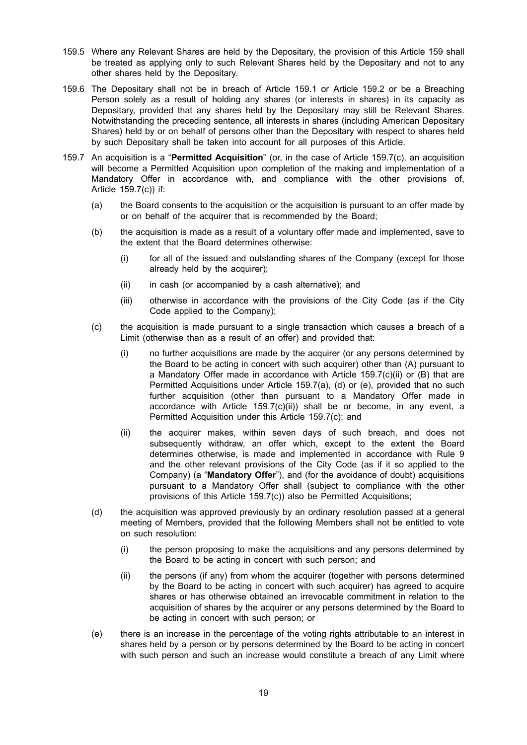159.5 Where any Relevant Shares are held by the Depositary, the provision of this Article 159 shall be treated as applying only to such Relevant Shares held by the Depositary and not to any other shares held by the Depositary.

159.6 The Depositary shall not be in breach of Article 159.1 or Article 159.2 or be a Breaching Person solely as a result of holding any shares (or interests in shares) in its capacity as Depositary, provided that any shares held by the Depositary may still be Relevant Shares. Notwithstanding the preceding sentence, all interests in shares (including American Depositary Shares) held by or on behalf of persons other than the Depositary with respect to shares held by such Depositary shall be taken into account for all purposes of this Article.

159.7 An acquisition is a "**Permitted Acquisition**" (or, in the case of Article 159.7(c), an acquisition will become a Permitted Acquisition upon completion of the making and implementation of a Mandatory Offer in accordance with, and compliance with the other provisions of, Article 159.7(c)) if:

(a) the Board consents to the acquisition or the acquisition is pursuant to an offer made by or on behalf of the acquirer that is recommended by the Board;

(b) the acquisition is made as a result of a voluntary offer made and implemented, save to the extent that the Board determines otherwise:

   (i) for all of the issued and outstanding shares of the Company (except for those already held by the acquirer);

   (ii) in cash (or accompanied by a cash alternative); and

   (iii) otherwise in accordance with the provisions of the City Code (as if the City Code applied to the Company);

(c) the acquisition is made pursuant to a single transaction which causes a breach of a Limit (otherwise than as a result of an offer) and provided that:

   (i) no further acquisitions are made by the acquirer (or any persons determined by the Board to be acting in concert with such acquirer) other than (A) pursuant to a Mandatory Offer made in accordance with Article 159.7(c)(ii) or (B) that are Permitted Acquisitions under Article 159.7(a), (d) or (e), provided that no such further acquisition (other than pursuant to a Mandatory Offer made in accordance with Article 159.7(c)(ii)) shall be or become, in any event, a Permitted Acquisition under this Article 159.7(c); and

   (ii) the acquirer makes, within seven days of such breach, and does not subsequently withdraw, an offer which, except to the extent the Board determines otherwise, is made and implemented in accordance with Rule 9 and the other relevant provisions of the City Code (as if it so applied to the Company) (a "**Mandatory Offer**"), and (for the avoidance of doubt) acquisitions pursuant to a Mandatory Offer shall (subject to compliance with the other provisions of this Article 159.7(c)) also be Permitted Acquisitions;

(d) the acquisition was approved previously by an ordinary resolution passed at a general meeting of Members, provided that the following Members shall not be entitled to vote on such resolution:

   (i) the person proposing to make the acquisitions and any persons determined by the Board to be acting in concert with such person; and

   (ii) the persons (if any) from whom the acquirer (together with persons determined by the Board to be acting in concert with such acquirer) has agreed to acquire shares or has otherwise obtained an irrevocable commitment in relation to the acquisition of shares by the acquirer or any persons determined by the Board to be acting in concert with such person; or

(e) there is an increase in the percentage of the voting rights attributable to an interest in shares held by a person or by persons determined by the Board to be acting in concert with such person and such an increase would constitute a breach of any Limit where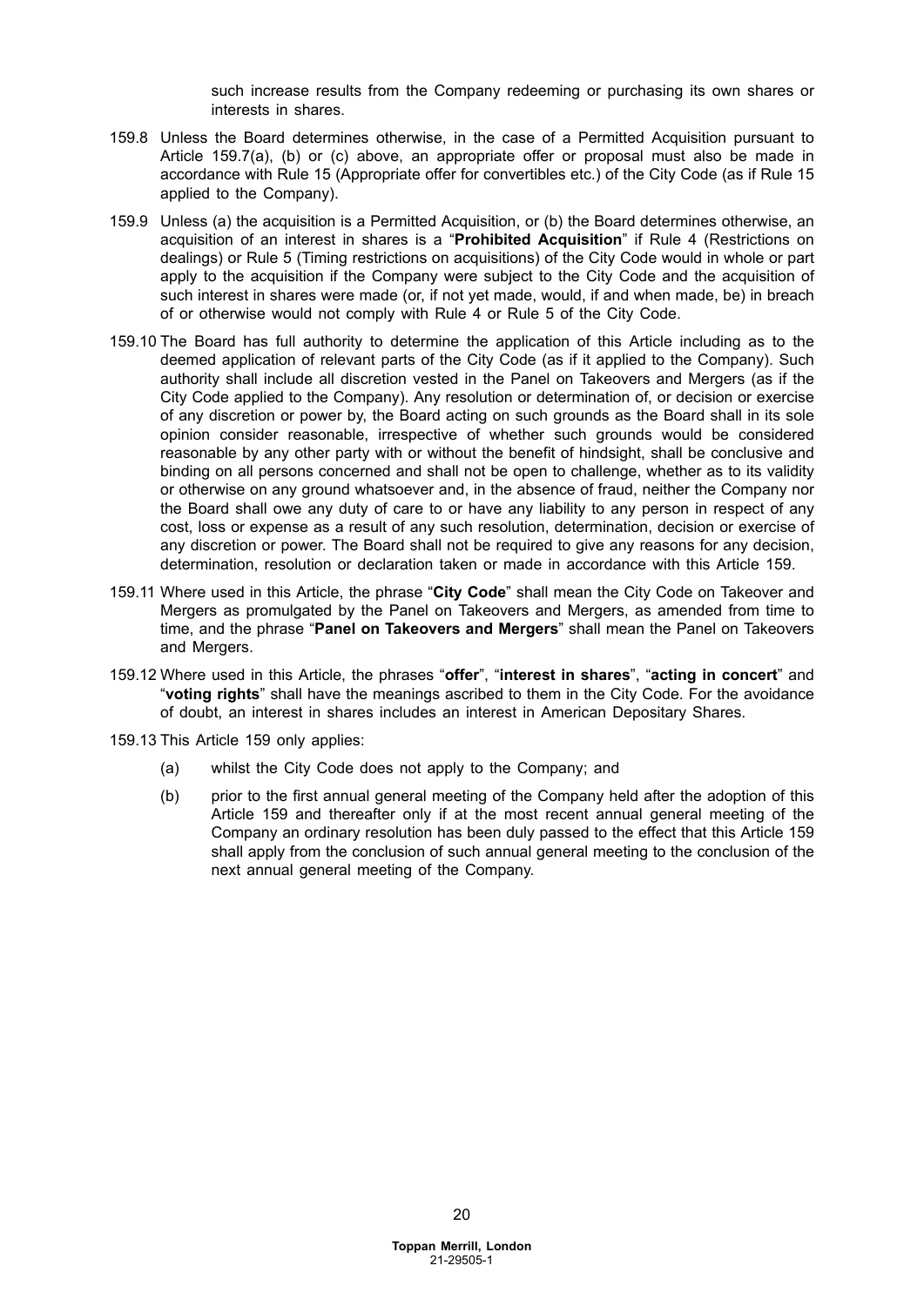such increase results from the Company redeeming or purchasing its own shares or interests in shares.

159.8 Unless the Board determines otherwise, in the case of a Permitted Acquisition pursuant to Article 159.7(a), (b) or (c) above, an appropriate offer or proposal must also be made in accordance with Rule 15 (Appropriate offer for convertibles etc.) of the City Code (as if Rule 15 applied to the Company).

159.9 Unless (a) the acquisition is a Permitted Acquisition, or (b) the Board determines otherwise, an acquisition of an interest in shares is a "**Prohibited Acquisition**" if Rule 4 (Restrictions on dealings) or Rule 5 (Timing restrictions on acquisitions) of the City Code would in whole or part apply to the acquisition if the Company were subject to the City Code and the acquisition of such interest in shares were made (or, if not yet made, would, if and when made, be) in breach of or otherwise would not comply with Rule 4 or Rule 5 of the City Code.

159.10 The Board has full authority to determine the application of this Article including as to the deemed application of relevant parts of the City Code (as if it applied to the Company). Such authority shall include all discretion vested in the Panel on Takeovers and Mergers (as if the City Code applied to the Company). Any resolution or determination of, or decision or exercise of any discretion or power by, the Board acting on such grounds as the Board shall in its sole opinion consider reasonable, irrespective of whether such grounds would be considered reasonable by any other party with or without the benefit of hindsight, shall be conclusive and binding on all persons concerned and shall not be open to challenge, whether as to its validity or otherwise on any ground whatsoever and, in the absence of fraud, neither the Company nor the Board shall owe any duty of care to or have any liability to any person in respect of any cost, loss or expense as a result of any such resolution, determination, decision or exercise of any discretion or power. The Board shall not be required to give any reasons for any decision, determination, resolution or declaration taken or made in accordance with this Article 159.

159.11 Where used in this Article, the phrase "**City Code**" shall mean the City Code on Takeover and Mergers as promulgated by the Panel on Takeovers and Mergers, as amended from time to time, and the phrase "**Panel on Takeovers and Mergers**" shall mean the Panel on Takeovers and Mergers.

159.12 Where used in this Article, the phrases "**offer**", "**interest in shares**", "**acting in concert**" and "**voting rights**" shall have the meanings ascribed to them in the City Code. For the avoidance of doubt, an interest in shares includes an interest in American Depositary Shares.

159.13 This Article 159 only applies:

(a) whilst the City Code does not apply to the Company; and

(b) prior to the first annual general meeting of the Company held after the adoption of this Article 159 and thereafter only if at the most recent annual general meeting of the Company an ordinary resolution has been duly passed to the effect that this Article 159 shall apply from the conclusion of such annual general meeting to the conclusion of the next annual general meeting of the Company.